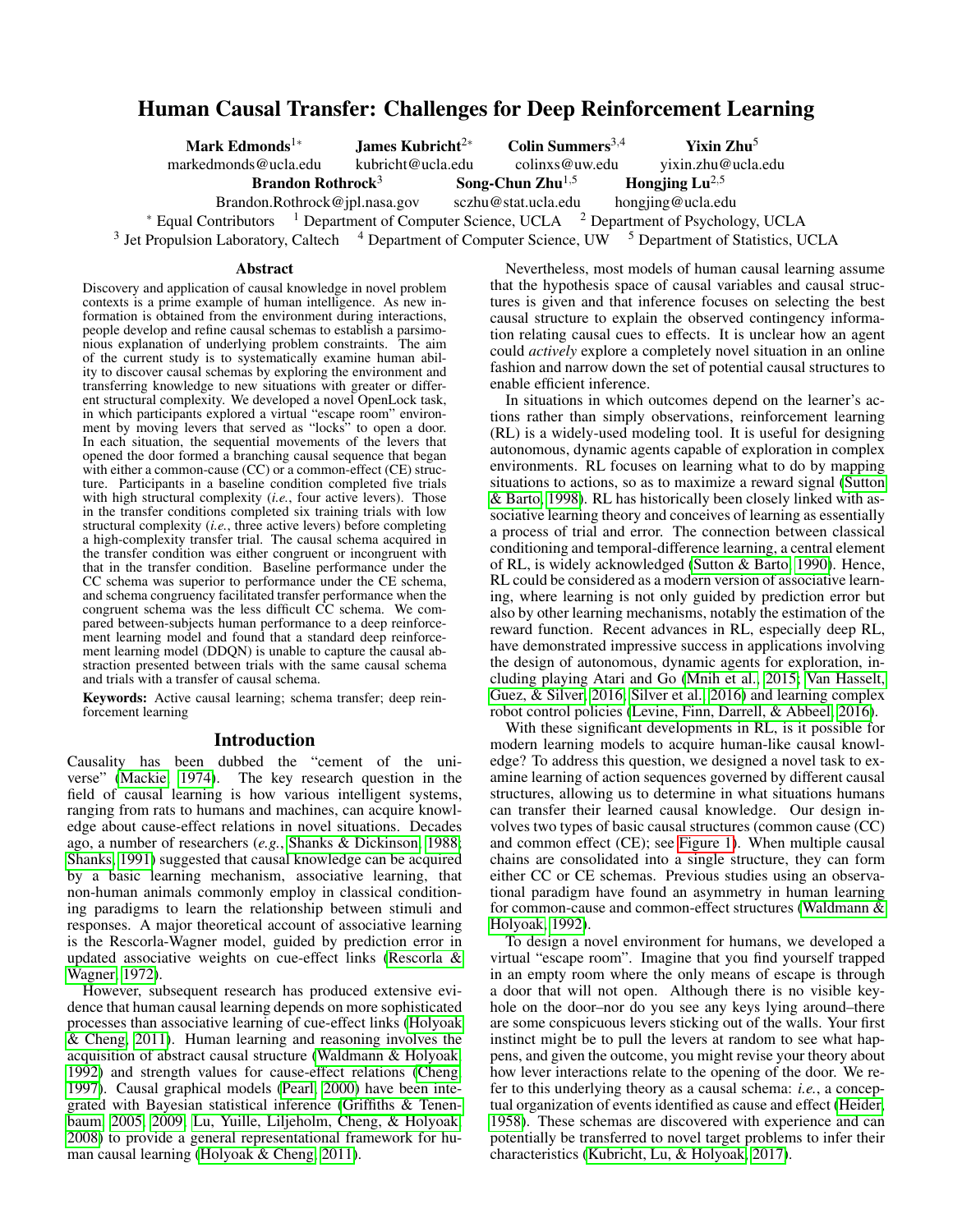# Human Causal Transfer: Challenges for Deep Reinforcement Learning

**Mark Edmonds**[1*] markedmonds@ucla.edu
**James Kubricht**[2*] kubricht@ucla.edu
**Colin Summers**[3,4] colinxs@uw.edu
**Yixin Zhu**[5] yixin.zhu@ucla.edu
**Brandon Rothrock**[3] Brandon.Rothrock@jpl.nasa.gov
**Song-Chun Zhu**[1,5] sczhu@stat.ucla.edu
**Hongjing Lu**[2,5] hongjing@ucla.edu

[*] Equal Contributors [1] Department of Computer Science, UCLA [2] Department of Psychology, UCLA
[3] Jet Propulsion Laboratory, Caltech [4] Department of Computer Science, UW [5] Department of Statistics, UCLA

## Abstract

Discovery and application of causal knowledge in novel problem contexts is a prime example of human intelligence. As new information is obtained from the environment during interactions, people develop and refine causal schemas to establish a parsimonious explanation of underlying problem constraints. The aim of the current study is to systematically examine human ability to discover causal schemas by exploring the environment and transferring knowledge to new situations with greater or different structural complexity. We developed a novel OpenLock task, in which participants explored a virtual "escape room" environment by moving levers that served as "locks" to open a door. In each situation, the sequential movements of the levers that opened the door formed a branching causal sequence that began with either a common-cause (CC) or a common-effect (CE) structure. Participants in a baseline condition completed five trials with high structural complexity (*i.e.*, four active levers). Those in the transfer conditions completed six training trials with low structural complexity (*i.e.*, three active levers) before completing a high-complexity transfer trial. The causal schema acquired in the transfer condition was either congruent or incongruent with that in the transfer condition. Baseline performance under the CC schema was superior to performance under the CE schema, and schema congruency facilitated transfer performance when the congruent schema was the less difficult CC schema. We compared between-subjects human performance to a deep reinforcement learning model and found that a standard deep reinforcement learning model (DDQN) is unable to capture the causal abstraction presented between trials with the same causal schema and trials with a transfer of causal schema.

**Keywords:** Active causal learning; schema transfer; deep reinforcement learning

## Introduction

Causality has been dubbed the "cement of the universe" (Mackie, 1974). The key research question in the field of causal learning is how various intelligent systems, ranging from rats to humans and machines, can acquire knowledge about cause-effect relations in novel situations. Decades ago, a number of researchers (*e.g.*, Shanks & Dickinson, 1988; Shanks, 1991) suggested that causal knowledge can be acquired by a basic learning mechanism, associative learning, that non-human animals commonly employ in classical conditioning paradigms to learn the relationship between stimuli and responses. A major theoretical account of associative learning is the Rescorla-Wagner model, guided by prediction error in updated associative weights on cue-effect links (Rescorla & Wagner, 1972).

However, subsequent research has produced extensive evidence that human causal learning depends on more sophisticated processes than associative learning of cue-effect links (Holyoak & Cheng, 2011). Human learning and reasoning involves the acquisition of abstract causal structure (Waldmann & Holyoak, 1992) and strength values for cause-effect relations (Cheng, 1997). Causal graphical models (Pearl, 2000) have been integrated with Bayesian statistical inference (Griffiths & Tenenbaum, 2005, 2009; Lu, Yuille, Liljeholm, Cheng, & Holyoak, 2008) to provide a general representational framework for human causal learning (Holyoak & Cheng, 2011).

Nevertheless, most models of human causal learning assume that the hypothesis space of causal variables and causal structures is given and that inference focuses on selecting the best causal structure to explain the observed contingency information relating causal cues to effects. It is unclear how an agent could *actively* explore a completely novel situation in an online fashion and narrow down the set of potential causal structures to enable efficient inference.

In situations in which outcomes depend on the learner's actions rather than simply observations, reinforcement learning (RL) is a widely-used modeling tool. It is useful for designing autonomous, dynamic agents capable of exploration in complex environments. RL focuses on learning what to do by mapping situations to actions, so as to maximize a reward signal (Sutton & Barto, 1998). RL has historically been closely linked with associative learning theory and conceives of learning as essentially a process of trial and error. The connection between classical conditioning and temporal-difference learning, a central element of RL, is widely acknowledged (Sutton & Barto, 1990). Hence, RL could be considered as a modern version of associative learning, where learning is not only guided by prediction error but also by other learning mechanisms, notably the estimation of the reward function. Recent advances in RL, especially deep RL, have demonstrated impressive success in applications involving the design of autonomous, dynamic agents for exploration, including playing Atari and Go (Mnih et al., 2015; Van Hasselt, Guez, & Silver, 2016; Silver et al., 2016) and learning complex robot control policies (Levine, Finn, Darrell, & Abbeel, 2016).

With these significant developments in RL, is it possible for modern learning models to acquire human-like causal knowledge? To address this question, we designed a novel task to examine learning of action sequences governed by different causal structures, allowing us to determine in what situations humans can transfer their learned causal knowledge. Our design involves two types of basic causal structures (common cause (CC) and common effect (CE); see Figure 1). When multiple causal chains are consolidated into a single structure, they can form either CC or CE schemas. Previous studies using an observational paradigm have found an asymmetry in human learning for common-cause and common-effect structures (Waldmann & Holyoak, 1992).

To design a novel environment for humans, we developed a virtual "escape room". Imagine that you find yourself trapped in an empty room where the only means of escape is through a door that will not open. Although there is no visible keyhole on the door–nor do you see any keys lying around–there are some conspicuous levers sticking out of the walls. Your first instinct might be to pull the levers at random to see what happens, and given the outcome, you might revise your theory about how lever interactions relate to the opening of the door. We refer to this underlying theory as a causal schema: *i.e.*, a conceptual organization of events identified as cause and effect (Heider, 1958). These schemas are discovered with experience and can potentially be transferred to novel target problems to infer their characteristics (Kubricht, Lu, & Holyoak, 2017).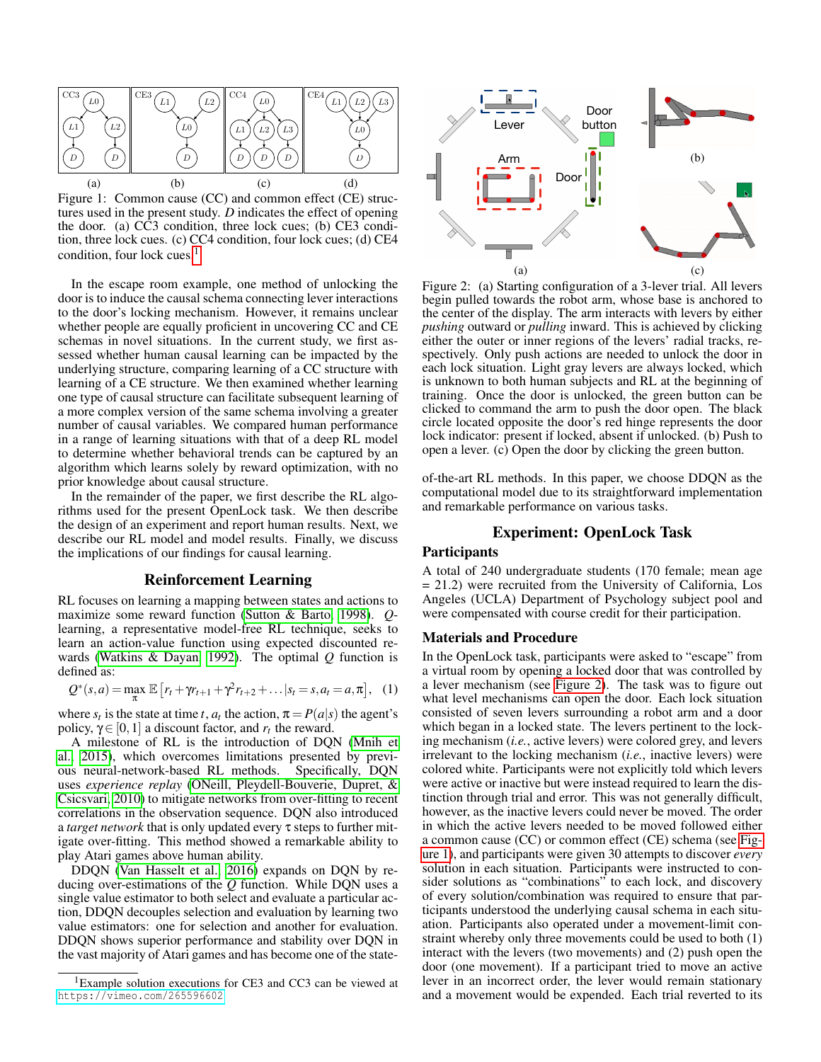Figure 1: Common cause (CC) and common effect (CE) structures used in the present study. $D$ indicates the effect of opening the door. (a) CC3 condition, three lock cues; (b) CE3 condition, three lock cues. (c) CC4 condition, four lock cues; (d) CE4 condition, four lock cues [1].

In the escape room example, one method of unlocking the door is to induce the causal schema connecting lever interactions to the door's locking mechanism. However, it remains unclear whether people are equally proficient in uncovering CC and CE schemas in novel situations. In the current study, we first assessed whether human causal learning can be impacted by the underlying structure, comparing learning of a CC structure with learning of a CE structure. We then examined whether learning one type of causal structure can facilitate subsequent learning of a more complex version of the same schema involving a greater number of causal variables. We compared human performance in a range of learning situations with that of a deep RL model to determine whether behavioral trends can be captured by an algorithm which learns solely by reward optimization, with no prior knowledge about causal structure.

In the remainder of the paper, we first describe the RL algorithms used for the present OpenLock task. We then describe the design of an experiment and report human results. Next, we describe our RL model and model results. Finally, we discuss the implications of our findings for causal learning.

## Reinforcement Learning

RL focuses on learning a mapping between states and actions to maximize some reward function (Sutton & Barto, 1998). $Q$-learning, a representative model-free RL technique, seeks to learn an action-value function using expected discounted rewards (Watkins & Dayan, 1992). The optimal $Q$ function is defined as:

$$Q^*(s,a) = \max_{\pi} \mathbb{E}\left[r_t + \gamma r_{t+1} + \gamma^2 r_{t+2} + \ldots | s_t = s, a_t = a, \pi\right], \quad (1)$$

where $s_t$ is the state at time $t$, $a_t$ the action, $\pi = P(a|s)$ the agent's policy, $\gamma \in [0,1]$ a discount factor, and $r_t$ the reward.

A milestone of RL is the introduction of DQN (Mnih et al., 2015), which overcomes limitations presented by previous neural-network-based RL methods. Specifically, DQN uses *experience replay* (ONeill, Pleydell-Bouverie, Dupret, & Csicsvari, 2010) to mitigate networks from over-fitting to recent correlations in the observation sequence. DQN also introduced a *target network* that is only updated every $\tau$ steps to further mitigate over-fitting. This method showed a remarkable ability to play Atari games above human ability.

DDQN (Van Hasselt et al., 2016) expands on DQN by reducing over-estimations of the $Q$ function. While DQN uses a single value estimator to both select and evaluate a particular action, DDQN decouples selection and evaluation by learning two value estimators: one for selection and another for evaluation. DDQN shows superior performance and stability over DQN in the vast majority of Atari games and has become one of the state-of-the-art RL methods. In this paper, we choose DDQN as the computational model due to its straightforward implementation and remarkable performance on various tasks.

[1] Example solution executions for CE3 and CC3 can be viewed at https://vimeo.com/265596602

Figure 2: (a) Starting configuration of a 3-lever trial. All levers begin pulled towards the robot arm, whose base is anchored to the center of the display. The arm interacts with levers by either *pushing* outward or *pulling* inward. This is achieved by clicking either the outer or inner regions of the levers' radial tracks, respectively. Only push actions are needed to unlock the door in each lock situation. Light gray levers are always locked, which is unknown to both human subjects and RL at the beginning of training. Once the door is unlocked, the green button can be clicked to command the arm to push the door open. The black circle located opposite the door's red hinge represents the door lock indicator: present if locked, absent if unlocked. (b) Push to open a lever. (c) Open the door by clicking the green button.

## Experiment: OpenLock Task

### Participants

A total of 240 undergraduate students (170 female; mean age = 21.2) were recruited from the University of California, Los Angeles (UCLA) Department of Psychology subject pool and were compensated with course credit for their participation.

### Materials and Procedure

In the OpenLock task, participants were asked to "escape" from a virtual room by opening a locked door that was controlled by a lever mechanism (see Figure 2). The task was to figure out what level mechanisms can open the door. Each lock situation consisted of seven levers surrounding a robot arm and a door which began in a locked state. The levers pertinent to the locking mechanism (*i.e.*, active levers) were colored grey, and levers irrelevant to the locking mechanism (*i.e.*, inactive levers) were colored white. Participants were not explicitly told which levers were active or inactive but were instead required to learn the distinction through trial and error. This was not generally difficult, however, as the inactive levers could never be moved. The order in which the active levers needed to be moved followed either a common cause (CC) or common effect (CE) schema (see Figure 1), and participants were given 30 attempts to discover *every* solution in each situation. Participants were instructed to consider solutions as "combinations" to each lock, and discovery of every solution/combination was required to ensure that participants understood the underlying causal schema in each situation. Participants also operated under a movement-limit constraint whereby only three movements could be used to both (1) interact with the levers (two movements) and (2) push open the door (one movement). If a participant tried to move an active lever in an incorrect order, the lever would remain stationary and a movement would be expended. Each trial reverted to its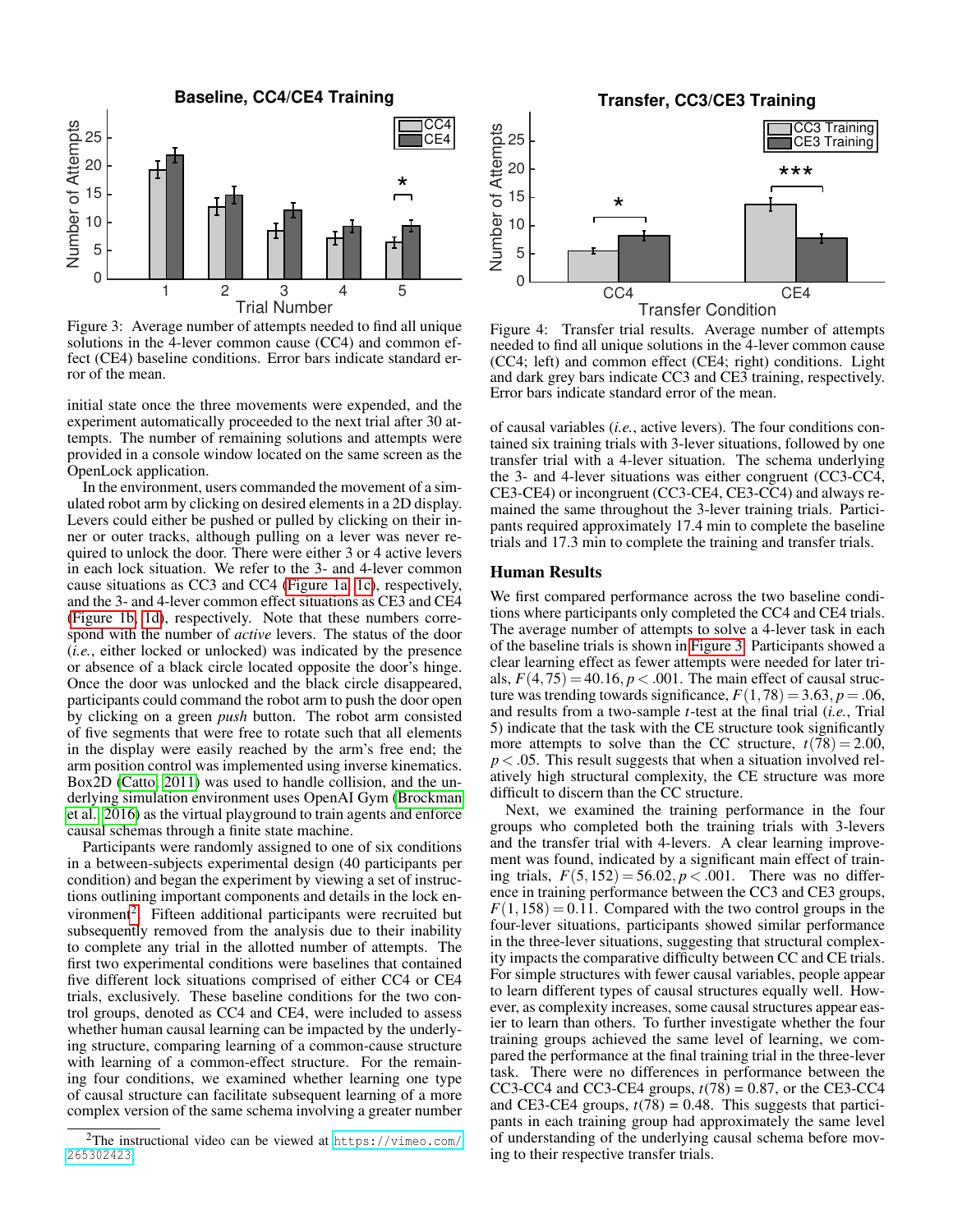Figure 3: Average number of attempts needed to find all unique solutions in the 4-lever common cause (CC4) and common effect (CE4) baseline conditions. Error bars indicate standard error of the mean.

Figure 4: Transfer trial results. Average number of attempts needed to find all unique solutions in the 4-lever common cause (CC4; left) and common effect (CE4; right) conditions. Light and dark grey bars indicate CC3 and CE3 training, respectively. Error bars indicate standard error of the mean.

initial state once the three movements were expended, and the experiment automatically proceeded to the next trial after 30 attempts. The number of remaining solutions and attempts were provided in a console window located on the same screen as the OpenLock application.

In the environment, users commanded the movement of a simulated robot arm by clicking on desired elements in a 2D display. Levers could either be pushed or pulled by clicking on their inner or outer tracks, although pulling on a lever was never required to unlock the door. There were either 3 or 4 active levers in each lock situation. We refer to the 3- and 4-lever common cause situations as CC3 and CC4 (Figure 1a, 1c), respectively, and the 3- and 4-lever common effect situations as CE3 and CE4 (Figure 1b, 1d), respectively. Note that these numbers correspond with the number of *active* levers. The status of the door (*i.e.*, either locked or unlocked) was indicated by the presence or absence of a black circle located opposite the door's hinge. Once the door was unlocked and the black circle disappeared, participants could command the robot arm to push the door open by clicking on a green *push* button. The robot arm consisted of five segments that were free to rotate such that all elements in the display were easily reached by the arm's free end; the arm position control was implemented using inverse kinematics. Box2D (Catto, 2011) was used to handle collision, and the underlying simulation environment uses OpenAI Gym (Brockman et al., 2016) as the virtual playground to train agents and enforce causal schemas through a finite state machine.

Participants were randomly assigned to one of six conditions in a between-subjects experimental design (40 participants per condition) and began the experiment by viewing a set of instructions outlining important components and details in the lock environment[2]. Fifteen additional participants were recruited but subsequently removed from the analysis due to their inability to complete any trial in the allotted number of attempts. The first two experimental conditions were baselines that contained five different lock situations comprised of either CC4 or CE4 trials, exclusively. These baseline conditions for the two control groups, denoted as CC4 and CE4, were included to assess whether human causal learning can be impacted by the underlying structure, comparing learning of a common-cause structure with learning of a common-effect structure. For the remaining four conditions, we examined whether learning one type of causal structure can facilitate subsequent learning of a more complex version of the same schema involving a greater number of causal variables (*i.e.*, active levers). The four conditions contained six training trials with 3-lever situations, followed by one transfer trial with a 4-lever situation. The schema underlying the 3- and 4-lever situations was either congruent (CC3-CC4, CE3-CE4) or incongruent (CC3-CE4, CE3-CC4) and always remained the same throughout the 3-lever training trials. Participants required approximately 17.4 min to complete the baseline trials and 17.3 min to complete the training and transfer trials.

[2]The instructional video can be viewed at https://vimeo.com/265302423

## Human Results

We first compared performance across the two baseline conditions where participants only completed the CC4 and CE4 trials. The average number of attempts to solve a 4-lever task in each of the baseline trials is shown in Figure 3. Participants showed a clear learning effect as fewer attempts were needed for later trials, $F(4,75) = 40.16, p < .001$. The main effect of causal structure was trending towards significance, $F(1,78) = 3.63, p = .06$, and results from a two-sample $t$-test at the final trial (*i.e.*, Trial 5) indicate that the task with the CE structure took significantly more attempts to solve than the CC structure, $t(78) = 2.00$, $p < .05$. This result suggests that when a situation involved relatively high structural complexity, the CE structure was more difficult to discern than the CC structure.

Next, we examined the training performance in the four groups who completed both the training trials with 3-levers and the transfer trial with 4-levers. A clear learning improvement was found, indicated by a significant main effect of training trials, $F(5,152) = 56.02, p < .001$. There was no difference in training performance between the CC3 and CE3 groups, $F(1,158) = 0.11$. Compared with the two control groups in the four-lever situations, participants showed similar performance in the three-lever situations, suggesting that structural complexity impacts the comparative difficulty between CC and CE trials. For simple structures with fewer causal variables, people appear to learn different types of causal structures equally well. However, as complexity increases, some causal structures appear easier to learn than others. To further investigate whether the four training groups achieved the same level of learning, we compared the performance at the final training trial in the three-lever task. There were no differences in performance between the CC3-CC4 and CC3-CE4 groups, $t(78) = 0.87$, or the CE3-CC4 and CE3-CE4 groups, $t(78) = 0.48$. This suggests that participants in each training group had approximately the same level of understanding of the underlying causal schema before moving to their respective transfer trials.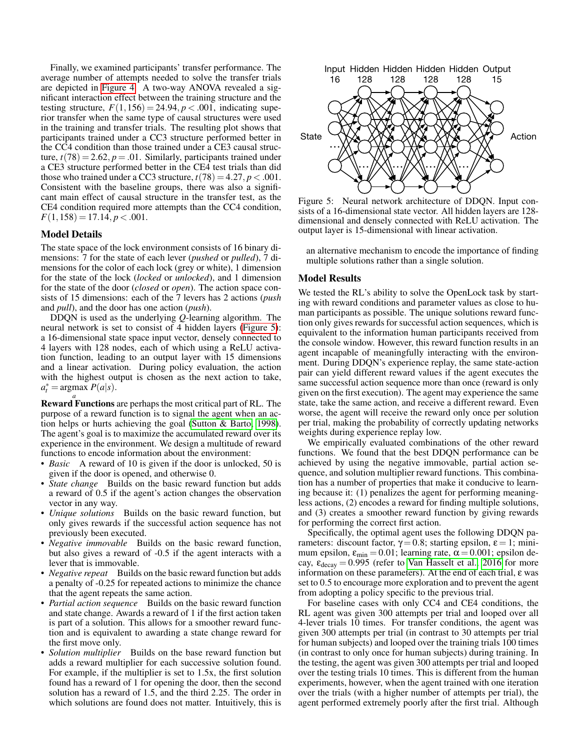Finally, we examined participants' transfer performance. The average number of attempts needed to solve the transfer trials are depicted in Figure 4. A two-way ANOVA revealed a significant interaction effect between the training structure and the testing structure, $F(1,156) = 24.94, p < .001$, indicating superior transfer when the same type of causal structures were used in the training and transfer trials. The resulting plot shows that participants trained under a CC3 structure performed better in the CC4 condition than those trained under a CE3 causal structure, $t(78) = 2.62, p = .01$. Similarly, participants trained under a CE3 structure performed better in the CE4 test trials than did those who trained under a CC3 structure, $t(78) = 4.27, p < .001$. Consistent with the baseline groups, there was also a significant main effect of causal structure in the transfer test, as the CE4 condition required more attempts than the CC4 condition, $F(1,158) = 17.14, p < .001$.

## Model Details

The state space of the lock environment consists of 16 binary dimensions: 7 for the state of each lever (*pushed* or *pulled*), 7 dimensions for the color of each lock (grey or white), 1 dimension for the state of the lock (*locked* or *unlocked*), and 1 dimension for the state of the door (*closed* or *open*). The action space consists of 15 dimensions: each of the 7 levers has 2 actions (*push* and *pull*), and the door has one action (*push*).

DDQN is used as the underlying $Q$-learning algorithm. The neural network is set to consist of 4 hidden layers (Figure 5): a 16-dimensional state space input vector, densely connected to 4 layers with 128 nodes, each of which using a ReLU activation function, leading to an output layer with 15 dimensions and a linear activation. During policy evaluation, the action with the highest output is chosen as the next action to take, $a_t^* = \underset{a}{\operatorname{argmax}}\, P(a|s)$.

**Reward Functions** are perhaps the most critical part of RL. The purpose of a reward function is to signal the agent when an action helps or hurts achieving the goal (Sutton & Barto, 1998). The agent's goal is to maximize the accumulated reward over its experience in the environment. We design a multitude of reward functions to encode information about the environment:

- *Basic* A reward of 10 is given if the door is unlocked, 50 is given if the door is opened, and otherwise 0.
- *State change* Builds on the basic reward function but adds a reward of 0.5 if the agent's action changes the observation vector in any way.
- *Unique solutions* Builds on the basic reward function, but only gives rewards if the successful action sequence has not previously been executed.
- *Negative immovable* Builds on the basic reward function, but also gives a reward of -0.5 if the agent interacts with a lever that is immovable.
- *Negative repeat* Builds on the basic reward function but adds a penalty of -0.25 for repeated actions to minimize the chance that the agent repeats the same action.
- *Partial action sequence* Builds on the basic reward function and state change. Awards a reward of 1 if the first action taken is part of a solution. This allows for a smoother reward function and is equivalent to awarding a state change reward for the first move only.
- *Solution multiplier* Builds on the base reward function but adds a reward multiplier for each successive solution found. For example, if the multiplier is set to 1.5x, the first solution found has a reward of 1 for opening the door, then the second solution has a reward of 1.5, and the third 2.25. The order in which solutions are found does not matter. Intuitively, this is an alternative mechanism to encode the importance of finding multiple solutions rather than a single solution.

Figure 5: Neural network architecture of DDQN. Input consists of a 16-dimensional state vector. All hidden layers are 128-dimensional and densely connected with ReLU activation. The output layer is 15-dimensional with linear activation.

## Model Results

We tested the RL's ability to solve the OpenLock task by starting with reward conditions and parameter values as close to human participants as possible. The unique solutions reward function only gives rewards for successful action sequences, which is equivalent to the information human participants received from the console window. However, this reward function results in an agent incapable of meaningfully interacting with the environment. During DDQN's experience replay, the same state-action pair can yield different reward values if the agent executes the same successful action sequence more than once (reward is only given on the first execution). The agent may experience the same state, take the same action, and receive a different reward. Even worse, the agent will receive the reward only once per solution per trial, making the probability of correctly updating networks weights during experience replay low.

We empirically evaluated combinations of the other reward functions. We found that the best DDQN performance can be achieved by using the negative immovable, partial action sequence, and solution multiplier reward functions. This combination has a number of properties that make it conducive to learning because it: (1) penalizes the agent for performing meaningless actions, (2) encodes a reward for finding multiple solutions, and (3) creates a smoother reward function by giving rewards for performing the correct first action.

Specifically, the optimal agent uses the following DDQN parameters: discount factor, $\gamma = 0.8$; starting epsilon, $\varepsilon = 1$; minimum epsilon, $\varepsilon_{\min} = 0.01$; learning rate, $\alpha = 0.001$; epsilon decay, $\varepsilon_{\text{decay}} = 0.995$ (refer to Van Hasselt et al., 2016 for more information on these parameters). At the end of each trial, $\varepsilon$ was set to 0.5 to encourage more exploration and to prevent the agent from adopting a policy specific to the previous trial.

For baseline cases with only CC4 and CE4 conditions, the RL agent was given 300 attempts per trial and looped over all 4-lever trials 10 times. For transfer conditions, the agent was given 300 attempts per trial (in contrast to 30 attempts per trial for human subjects) and looped over the training trials 100 times (in contrast to only once for human subjects) during training. In the testing, the agent was given 300 attempts per trial and looped over the testing trials 10 times. This is different from the human experiments, however, when the agent trained with one iteration over the trials (with a higher number of attempts per trial), the agent performed extremely poorly after the first trial. Although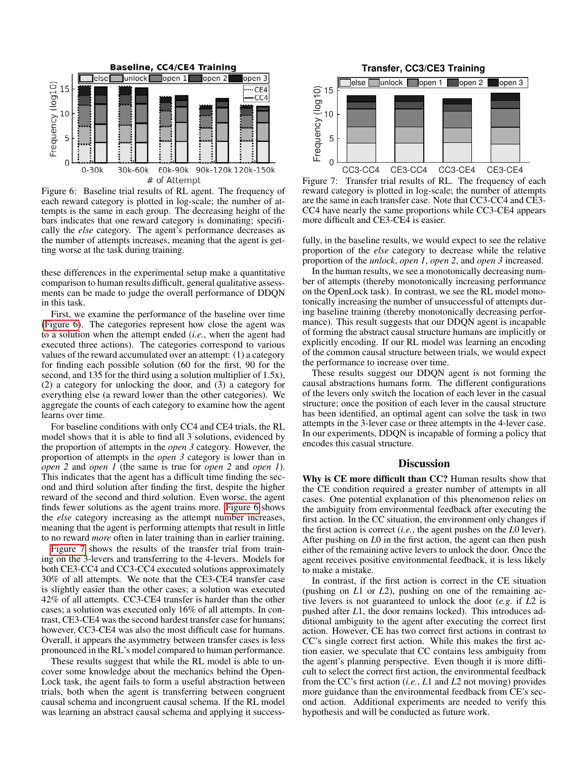Figure 6: Baseline trial results of RL agent. The frequency of each reward category is plotted in log-scale; the number of attempts is the same in each group. The decreasing height of the bars indicates that one reward category is dominating; specifically the *else* category. The agent's performance decreases as the number of attempts increases, meaning that the agent is getting worse at the task during training.

Figure 7: Transfer trial results of RL. The frequency of each reward category is plotted in log-scale; the number of attempts are the same in each transfer case. Note that CC3-CC4 and CE3-CC4 have nearly the same proportions while CC3-CE4 appears more difficult and CE3-CE4 is easier.

these differences in the experimental setup make a quantitative comparison to human results difficult, general qualitative assessments can be made to judge the overall performance of DDQN in this task.

First, we examine the performance of the baseline over time (Figure 6). The categories represent how close the agent was to a solution when the attempt ended (*i.e.*, when the agent had executed three actions). The categories correspond to various values of the reward accumulated over an attempt: (1) a category for finding each possible solution (60 for the first, 90 for the second, and 135 for the third using a solution multiplier of 1.5x), (2) a category for unlocking the door, and (3) a category for everything else (a reward lower than the other categories). We aggregate the counts of each category to examine how the agent learns over time.

For baseline conditions with only CC4 and CE4 trials, the RL model shows that it is able to find all 3 solutions, evidenced by the proportion of attempts in the *open 3* category. However, the proportion of attempts in the *open 3* category is lower than in *open 2* and *open 1* (the same is true for *open 2* and *open 1*). This indicates that the agent has a difficult time finding the second and third solution after finding the first, despite the higher reward of the second and third solution. Even worse, the agent finds fewer solutions as the agent trains more. Figure 6 shows the *else* category increasing as the attempt number increases, meaning that the agent is performing attempts that result in little to no reward *more* often in later training than in earlier training.

Figure 7 shows the results of the transfer trial from training on the 3-levers and transferring to the 4-levers. Models for both CE3-CC4 and CC3-CC4 executed solutions approximately 30% of all attempts. We note that the CE3-CE4 transfer case is slightly easier than the other cases; a solution was executed 42% of all attempts. CC3-CE4 transfer is harder than the other cases; a solution was executed only 16% of all attempts. In contrast, CE3-CE4 was the second hardest transfer case for humans; however, CC3-CE4 was also the most difficult case for humans. Overall, it appears the asymmetry between transfer cases is less pronounced in the RL's model compared to human performance.

These results suggest that while the RL model is able to uncover some knowledge about the mechanics behind the OpenLock task, the agent fails to form a useful abstraction between trials, both when the agent is transferring between congruent causal schema and incongruent causal schema. If the RL model was learning an abstract causal schema and applying it successfully, in the baseline results, we would expect to see the relative proportion of the *else* category to decrease while the relative proportion of the *unlock*, *open 1*, *open 2*, and *open 3* increased.

In the human results, we see a monotonically decreasing number of attempts (thereby monotonically increasing performance on the OpenLock task). In contrast, we see the RL model monotonically increasing the number of unsuccessful of attempts during baseline training (thereby monotonically decreasing performance). This result suggests that our DDQN agent is incapable of forming the abstract causal structure humans are implicitly or explicitly encoding. If our RL model was learning an encoding of the common causal structure between trials, we would expect the performance to increase over time.

These results suggest our DDQN agent is not forming the causal abstractions humans form. The different configurations of the levers only switch the location of each lever in the casual structure; once the position of each lever in the causal structure has been identified, an optimal agent can solve the task in two attempts in the 3-lever case or three attempts in the 4-lever case. In our experiments, DDQN is incapable of forming a policy that encodes this casual structure.

## Discussion

**Why is CE more difficult than CC?** Human results show that the CE condition required a greater number of attempts in all cases. One potential explanation of this phenomenon relies on the ambiguity from environmental feedback after executing the first action. In the CC situation, the environment only changes if the first action is correct (*i.e.*, the agent pushes on the $L0$ lever). After pushing on $L0$ in the first action, the agent can then push either of the remaining active levers to unlock the door. Once the agent receives positive environmental feedback, it is less likely to make a mistake.

In contrast, if the first action is correct in the CE situation (pushing on $L1$ or $L2$), pushing on one of the remaining active levers is not guaranteed to unlock the door (*e.g.* if $L2$ is pushed after $L1$, the door remains locked). This introduces additional ambiguity to the agent after executing the correct first action. However, CE has two correct first actions in contrast to CC's single correct first action. While this makes the first action easier, we speculate that CC contains less ambiguity from the agent's planning perspective. Even though it is more difficult to select the correct first action, the environmental feedback from the CC's first action (*i.e.*, $L1$ and $L2$ not moving) provides more guidance than the environmental feedback from CE's second action. Additional experiments are needed to verify this hypothesis and will be conducted as future work.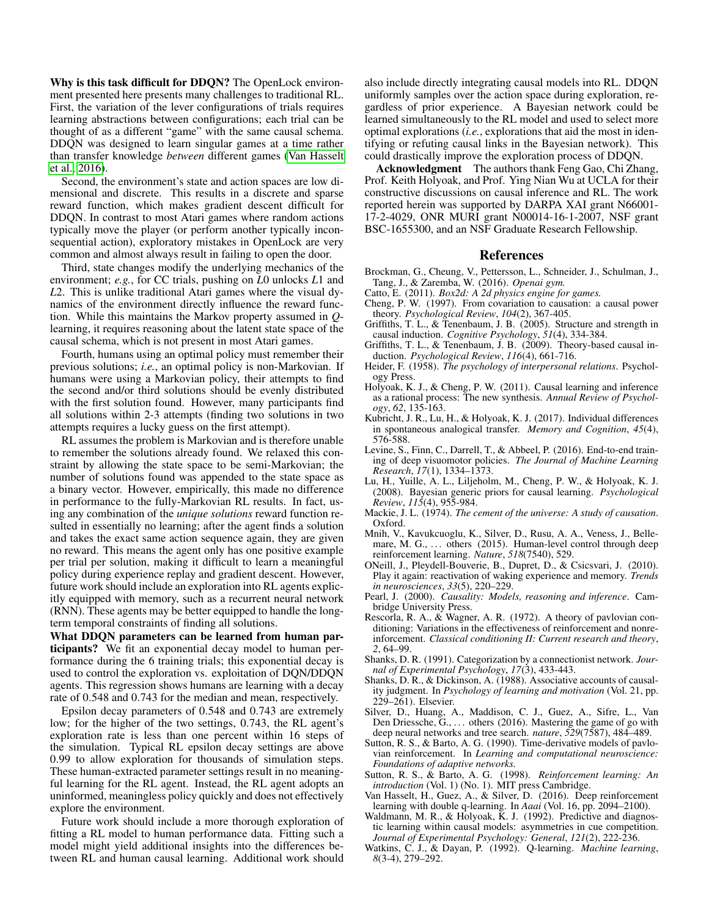**Why is this task difficult for DDQN?** The OpenLock environment presented here presents many challenges to traditional RL. First, the variation of the lever configurations of trials requires learning abstractions between configurations; each trial can be thought of as a different "game" with the same causal schema. DDQN was designed to learn singular games at a time rather than transfer knowledge *between* different games (Van Hasselt et al., 2016).

Second, the environment's state and action spaces are low dimensional and discrete. This results in a discrete and sparse reward function, which makes gradient descent difficult for DDQN. In contrast to most Atari games where random actions typically move the player (or perform another typically inconsequential action), exploratory mistakes in OpenLock are very common and almost always result in failing to open the door.

Third, state changes modify the underlying mechanics of the environment; *e.g.*, for CC trials, pushing on $L0$ unlocks $L1$ and $L2$. This is unlike traditional Atari games where the visual dynamics of the environment directly influence the reward function. While this maintains the Markov property assumed in $Q$-learning, it requires reasoning about the latent state space of the causal schema, which is not present in most Atari games.

Fourth, humans using an optimal policy must remember their previous solutions; *i.e.*, an optimal policy is non-Markovian. If humans were using a Markovian policy, their attempts to find the second and/or third solutions should be evenly distributed with the first solution found. However, many participants find all solutions within 2-3 attempts (finding two solutions in two attempts requires a lucky guess on the first attempt).

RL assumes the problem is Markovian and is therefore unable to remember the solutions already found. We relaxed this constraint by allowing the state space to be semi-Markovian; the number of solutions found was appended to the state space as a binary vector. However, empirically, this made no difference in performance to the fully-Markovian RL results. In fact, using any combination of the *unique solutions* reward function resulted in essentially no learning; after the agent finds a solution and takes the exact same action sequence again, they are given no reward. This means the agent only has one positive example per trial per solution, making it difficult to learn a meaningful policy during experience replay and gradient descent. However, future work should include an exploration into RL agents explicitly equipped with memory, such as a recurrent neural network (RNN). These agents may be better equipped to handle the long-term temporal constraints of finding all solutions.

**What DDQN parameters can be learned from human participants?** We fit an exponential decay model to human performance during the 6 training trials; this exponential decay is used to control the exploration vs. exploitation of DQN/DDQN agents. This regression shows humans are learning with a decay rate of 0.548 and 0.743 for the median and mean, respectively.

Epsilon decay parameters of 0.548 and 0.743 are extremely low; for the higher of the two settings, 0.743, the RL agent's exploration rate is less than one percent within 16 steps of the simulation. Typical RL epsilon decay settings are above 0.99 to allow exploration for thousands of simulation steps. These human-extracted parameter settings result in no meaningful learning for the RL agent. Instead, the RL agent adopts an uninformed, meaningless policy quickly and does not effectively explore the environment.

Future work should include a more thorough exploration of fitting a RL model to human performance data. Fitting such a model might yield additional insights into the differences between RL and human causal learning. Additional work should also include directly integrating causal models into RL. DDQN uniformly samples over the action space during exploration, regardless of prior experience. A Bayesian network could be learned simultaneously to the RL model and used to select more optimal explorations (*i.e.*, explorations that aid the most in identifying or refuting causal links in the Bayesian network). This could drastically improve the exploration process of DDQN.

**Acknowledgment** The authors thank Feng Gao, Chi Zhang, Prof. Keith Holyoak, and Prof. Ying Nian Wu at UCLA for their constructive discussions on causal inference and RL. The work reported herein was supported by DARPA XAI grant N66001-17-2-4029, ONR MURI grant N00014-16-1-2007, NSF grant BSC-1655300, and an NSF Graduate Research Fellowship.

## References

Brockman, G., Cheung, V., Pettersson, L., Schneider, J., Schulman, J., Tang, J., & Zaremba, W. (2016). *Openai gym.*

Catto, E. (2011). *Box2d: A 2d physics engine for games.*

Cheng, P. W. (1997). From covariation to causation: a causal power theory. *Psychological Review*, *104*(2), 367-405.

Griffiths, T. L., & Tenenbaum, J. B. (2005). Structure and strength in causal induction. *Cognitive Psychology*, *51*(4), 334-384.

Griffiths, T. L., & Tenenbaum, J. B. (2009). Theory-based causal induction. *Psychological Review*, *116*(4), 661-716.

Heider, F. (1958). *The psychology of interpersonal relations*. Psychology Press.

Holyoak, K. J., & Cheng, P. W. (2011). Causal learning and inference as a rational process: The new synthesis. *Annual Review of Psychology*, *62*, 135-163.

Kubricht, J. R., Lu, H., & Holyoak, K. J. (2017). Individual differences in spontaneous analogical transfer. *Memory and Cognition*, *45*(4), 576-588.

Levine, S., Finn, C., Darrell, T., & Abbeel, P. (2016). End-to-end training of deep visuomotor policies. *The Journal of Machine Learning Research*, *17*(1), 1334–1373.

Lu, H., Yuille, A. L., Liljeholm, M., Cheng, P. W., & Holyoak, K. J. (2008). Bayesian generic priors for causal learning. *Psychological Review*, *115*(4), 955-984.

Mackie, J. L. (1974). *The cement of the universe: A study of causation*. Oxford.

Mnih, V., Kavukcuoglu, K., Silver, D., Rusu, A. A., Veness, J., Bellemare, M. G., ... others (2015). Human-level control through deep reinforcement learning. *Nature*, *518*(7540), 529.

ONeill, J., Pleydell-Bouverie, B., Dupret, D., & Csicsvari, J. (2010). Play it again: reactivation of waking experience and memory. *Trends in neurosciences*, *33*(5), 220–229.

Pearl, J. (2000). *Causality: Models, reasoning and inference*. Cambridge University Press.

Rescorla, R. A., & Wagner, A. R. (1972). A theory of pavlovian conditioning: Variations in the effectiveness of reinforcement and nonreinforcement. *Classical conditioning II: Current research and theory*, *2*, 64–99.

Shanks, D. R. (1991). Categorization by a connectionist network. *Journal of Experimental Psychology*, *17*(3), 433-443.

Shanks, D. R., & Dickinson, A. (1988). Associative accounts of causality judgment. In *Psychology of learning and motivation* (Vol. 21, pp. 229–261). Elsevier.

Silver, D., Huang, A., Maddison, C. J., Guez, A., Sifre, L., Van Den Driessche, G., ... others (2016). Mastering the game of go with deep neural networks and tree search. *nature*, *529*(7587), 484–489.

Sutton, R. S., & Barto, A. G. (1990). Time-derivative models of pavlovian reinforcement. In *Learning and computational neuroscience: Foundations of adaptive networks.*

Sutton, R. S., & Barto, A. G. (1998). *Reinforcement learning: An introduction* (Vol. 1) (No. 1). MIT press Cambridge.

Van Hasselt, H., Guez, A., & Silver, D. (2016). Deep reinforcement learning with double q-learning. In *Aaai* (Vol. 16, pp. 2094–2100).

Waldmann, M. R., & Holyoak, K. J. (1992). Predictive and diagnostic learning within causal models: asymmetries in cue competition. *Journal of Experimental Psychology: General*, *121*(2), 222-236.

Watkins, C. J., & Dayan, P. (1992). Q-learning. *Machine learning*, *8*(3-4), 279–292.